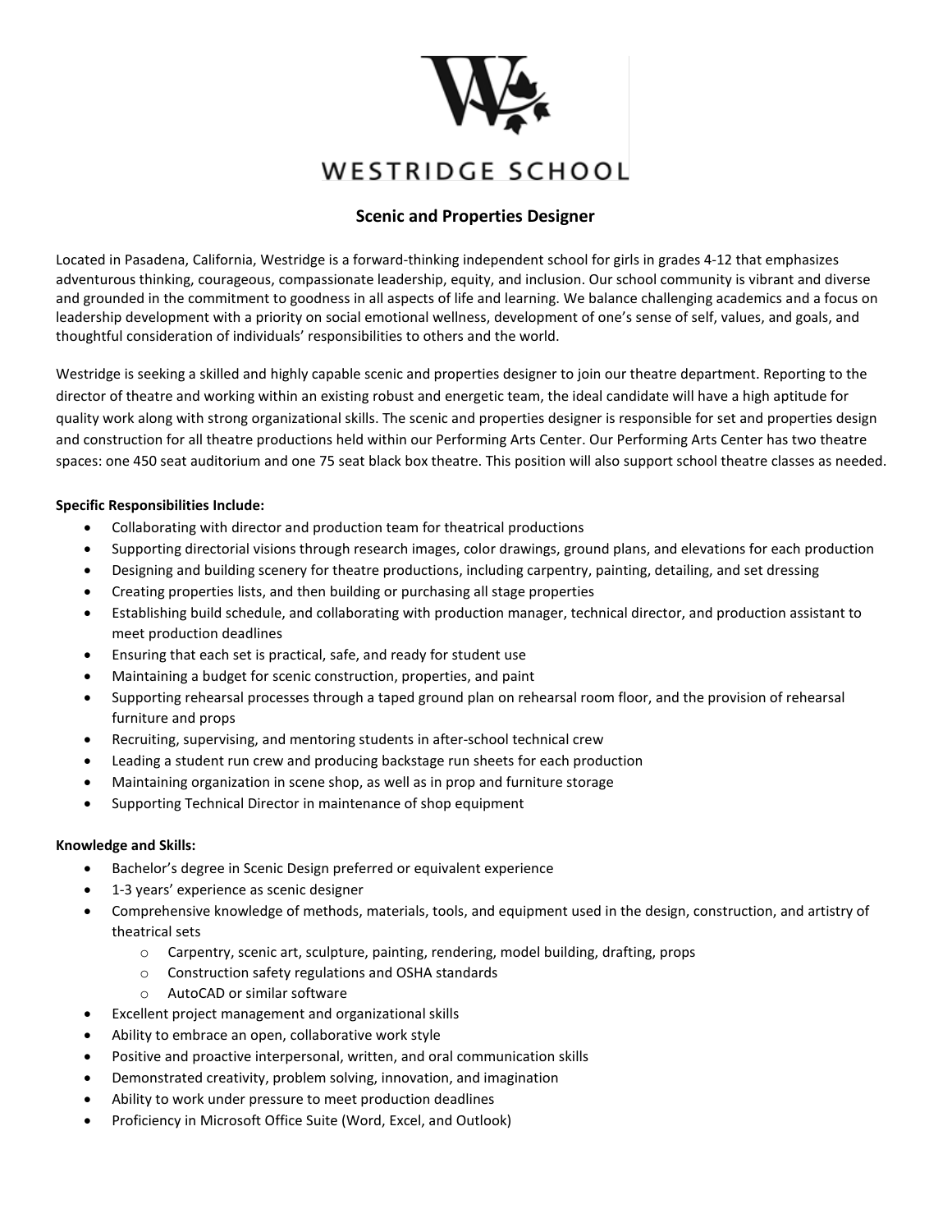WESTRIDGE SCHOOL

# Scenic and Properties Designer

Located in Pasadena, California, Westridge is a forward-thinking independent school for girls in grades 4-12 that emphasizes adventurous thinking, courageous, compassionate leadership, equity, and inclusion. Our school community is vibrant and diverse and grounded in the commitment to goodness in all aspects of life and learning. We balance challenging academics and a focus on leadership development with a priority on social emotional wellness, development of one's sense of self, values, and goals, and thoughtful consideration of individuals' responsibilities to others and the world.

Westridge is seeking a skilled and highly capable scenic and properties designer to join our theatre department. Reporting to the director of theatre and working within an existing robust and energetic team, the ideal candidate will have a high aptitude for quality work along with strong organizational skills. The scenic and properties designer is responsible for set and properties design and construction for all theatre productions held within our Performing Arts Center. Our Performing Arts Center has two theatre spaces: one 450 seat auditorium and one 75 seat black box theatre. This position will also support school theatre classes as needed.

**Specific Responsibilities Include:**

- Collaborating with director and production team for theatrical productions
- Supporting directorial visions through research images, color drawings, ground plans, and elevations for each production
- Designing and building scenery for theatre productions, including carpentry, painting, detailing, and set dressing
- Creating properties lists, and then building or purchasing all stage properties
- Establishing build schedule, and collaborating with production manager, technical director, and production assistant to meet production deadlines
- Ensuring that each set is practical, safe, and ready for student use
- Maintaining a budget for scenic construction, properties, and paint
- Supporting rehearsal processes through a taped ground plan on rehearsal room floor, and the provision of rehearsal furniture and props
- Recruiting, supervising, and mentoring students in after-school technical crew
- Leading a student run crew and producing backstage run sheets for each production
- Maintaining organization in scene shop, as well as in prop and furniture storage
- Supporting Technical Director in maintenance of shop equipment

**Knowledge and Skills:**

- Bachelor's degree in Scenic Design preferred or equivalent experience
- 1-3 years' experience as scenic designer
- Comprehensive knowledge of methods, materials, tools, and equipment used in the design, construction, and artistry of theatrical sets
  - Carpentry, scenic art, sculpture, painting, rendering, model building, drafting, props
  - Construction safety regulations and OSHA standards
  - AutoCAD or similar software
- Excellent project management and organizational skills
- Ability to embrace an open, collaborative work style
- Positive and proactive interpersonal, written, and oral communication skills
- Demonstrated creativity, problem solving, innovation, and imagination
- Ability to work under pressure to meet production deadlines
- Proficiency in Microsoft Office Suite (Word, Excel, and Outlook)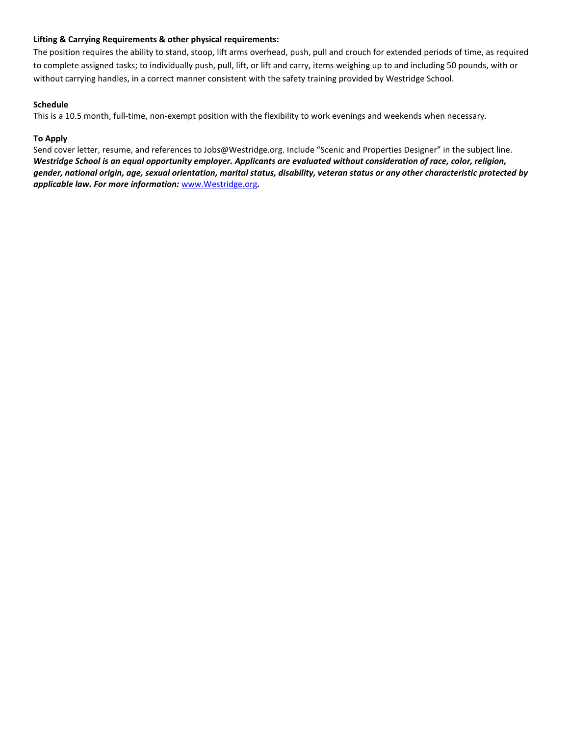**Lifting & Carrying Requirements & other physical requirements:**

The position requires the ability to stand, stoop, lift arms overhead, push, pull and crouch for extended periods of time, as required to complete assigned tasks; to individually push, pull, lift, or lift and carry, items weighing up to and including 50 pounds, with or without carrying handles, in a correct manner consistent with the safety training provided by Westridge School.

**Schedule**

This is a 10.5 month, full-time, non-exempt position with the flexibility to work evenings and weekends when necessary.

**To Apply**

Send cover letter, resume, and references to Jobs@Westridge.org. Include "Scenic and Properties Designer" in the subject line.
***Westridge School is an equal opportunity employer. Applicants are evaluated without consideration of race, color, religion, gender, national origin, age, sexual orientation, marital status, disability, veteran status or any other characteristic protected by applicable law. For more information:*** [www.Westridge.org](http://www.Westridge.org)***.***